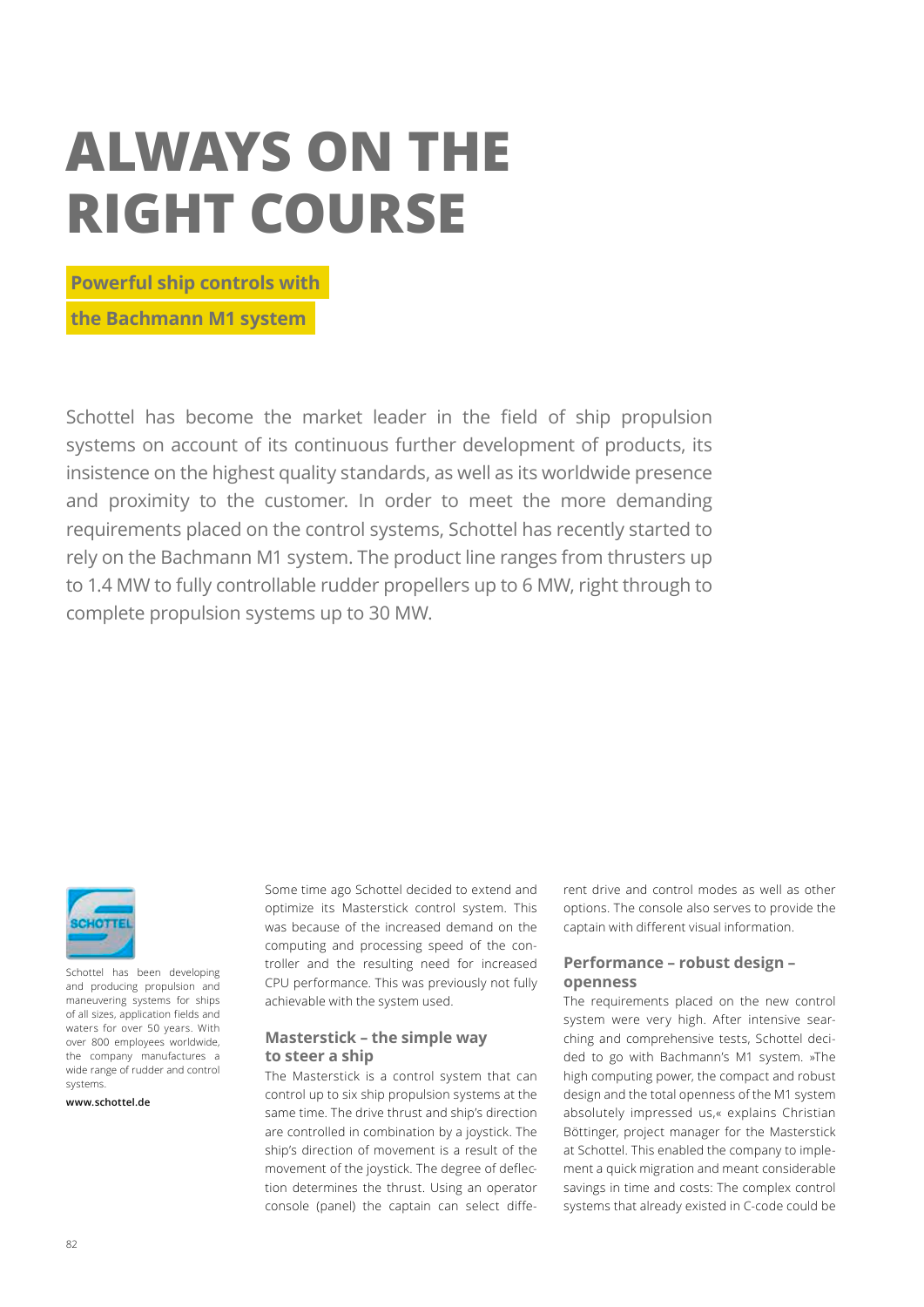# ALWAYS ON THE RIGHT COURSE

**Powerful ship controls with the Bachmann M1 system**

Schottel has become the market leader in the field of ship propulsion systems on account of its continuous further development of products, its insistence on the highest quality standards, as well as its worldwide presence and proximity to the customer. In order to meet the more demanding requirements placed on the control systems, Schottel has recently started to rely on the Bachmann M1 system. The product line ranges from thrusters up to 1.4 MW to fully controllable rudder propellers up to 6 MW, right through to complete propulsion systems up to 30 MW.

Schottel has been developing and producing propulsion and maneuvering systems for ships of all sizes, application fields and waters for over 50 years. With over 800 employees worldwide, the company manufactures a wide range of rudder and control systems.

**www.schottel.de**

Some time ago Schottel decided to extend and optimize its Masterstick control system. This was because of the increased demand on the computing and processing speed of the controller and the resulting need for increased CPU performance. This was previously not fully achievable with the system used.

### Masterstick – the simple way to steer a ship

The Masterstick is a control system that can control up to six ship propulsion systems at the same time. The drive thrust and ship's direction are controlled in combination by a joystick. The ship's direction of movement is a result of the movement of the joystick. The degree of deflection determines the thrust. Using an operator console (panel) the captain can select different drive and control modes as well as other options. The console also serves to provide the captain with different visual information.

### Performance – robust design – openness

The requirements placed on the new control system were very high. After intensive searching and comprehensive tests, Schottel decided to go with Bachmann's M1 system. »The high computing power, the compact and robust design and the total openness of the M1 system absolutely impressed us,« explains Christian Böttinger, project manager for the Masterstick at Schottel. This enabled the company to implement a quick migration and meant considerable savings in time and costs: The complex control systems that already existed in C-code could be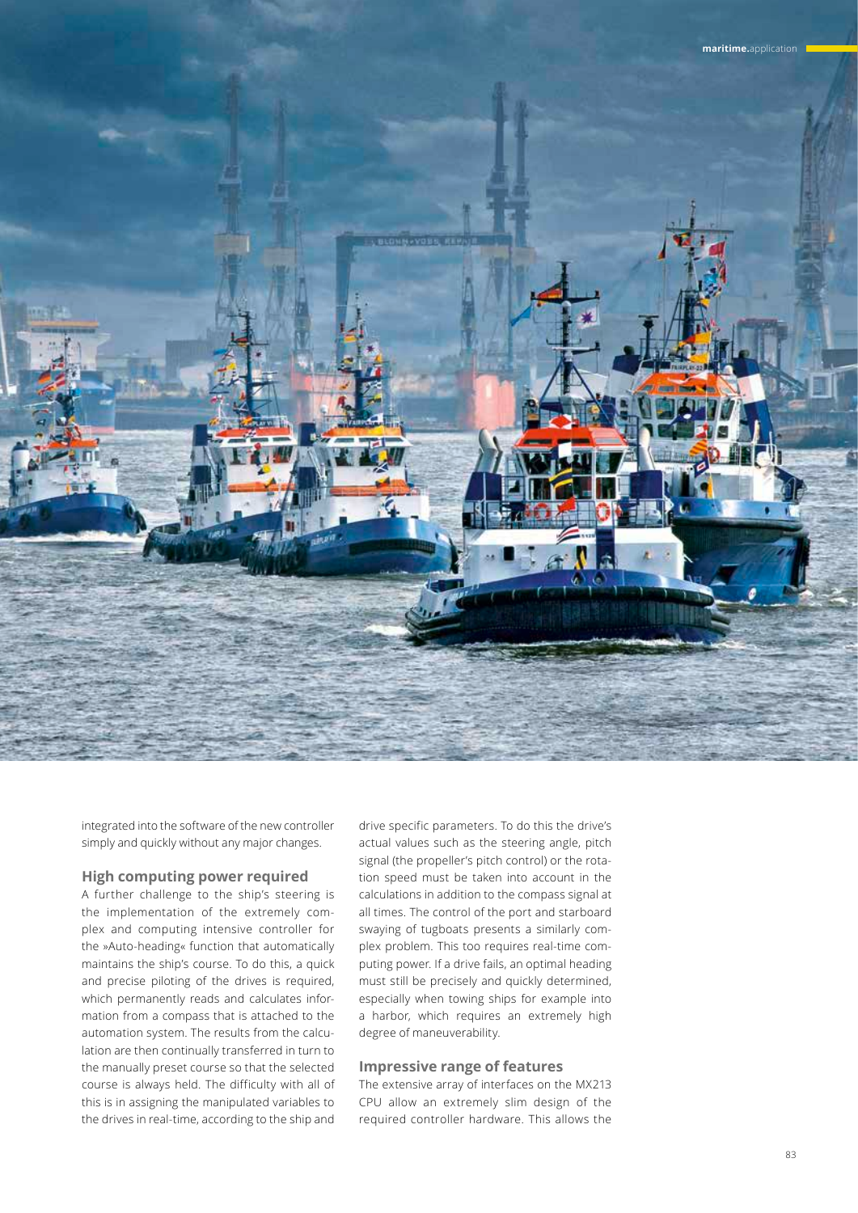integrated into the software of the new controller simply and quickly without any major changes.

### High computing power required

A further challenge to the ship's steering is the implementation of the extremely complex and computing intensive controller for the »Auto-heading« function that automatically maintains the ship's course. To do this, a quick and precise piloting of the drives is required, which permanently reads and calculates information from a compass that is attached to the automation system. The results from the calculation are then continually transferred in turn to the manually preset course so that the selected course is always held. The difficulty with all of this is in assigning the manipulated variables to the drives in real-time, according to the ship and drive specific parameters. To do this the drive's actual values such as the steering angle, pitch signal (the propeller's pitch control) or the rotation speed must be taken into account in the calculations in addition to the compass signal at all times. The control of the port and starboard swaying of tugboats presents a similarly complex problem. This too requires real-time computing power. If a drive fails, an optimal heading must still be precisely and quickly determined, especially when towing ships for example into a harbor, which requires an extremely high degree of maneuverability.

### Impressive range of features

The extensive array of interfaces on the MX213 CPU allow an extremely slim design of the required controller hardware. This allows the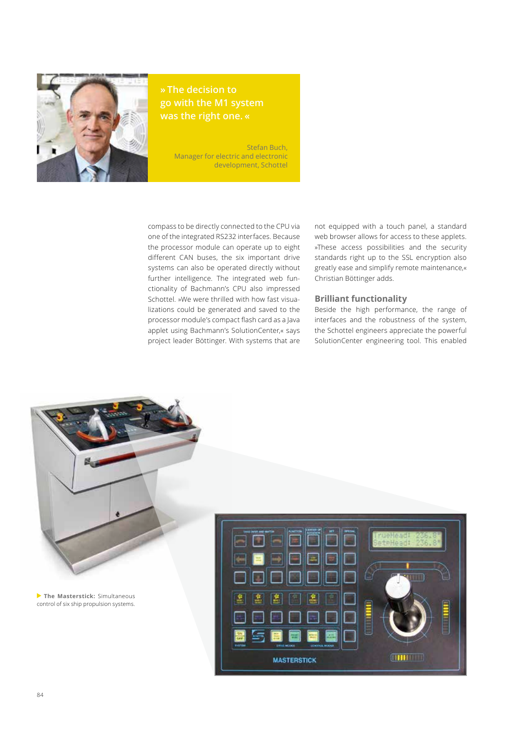> » The decision to go with the M1 system was the right one. «
>
> Stefan Buch, Manager for electric and electronic development, Schottel

compass to be directly connected to the CPU via one of the integrated RS232 interfaces. Because the processor module can operate up to eight different CAN buses, the six important drive systems can also be operated directly without further intelligence. The integrated web functionality of Bachmann's CPU also impressed Schottel. »We were thrilled with how fast visualizations could be generated and saved to the processor module's compact flash card as a Java applet using Bachmann's SolutionCenter,« says project leader Böttinger. With systems that are not equipped with a touch panel, a standard web browser allows for access to these applets. »These access possibilities and the security standards right up to the SSL encryption also greatly ease and simplify remote maintenance,« Christian Böttinger adds.

## Brilliant functionality

Beside the high performance, the range of interfaces and the robustness of the system, the Schottel engineers appreciate the powerful SolutionCenter engineering tool. This enabled

**The Masterstick:** Simultaneous control of six ship propulsion systems.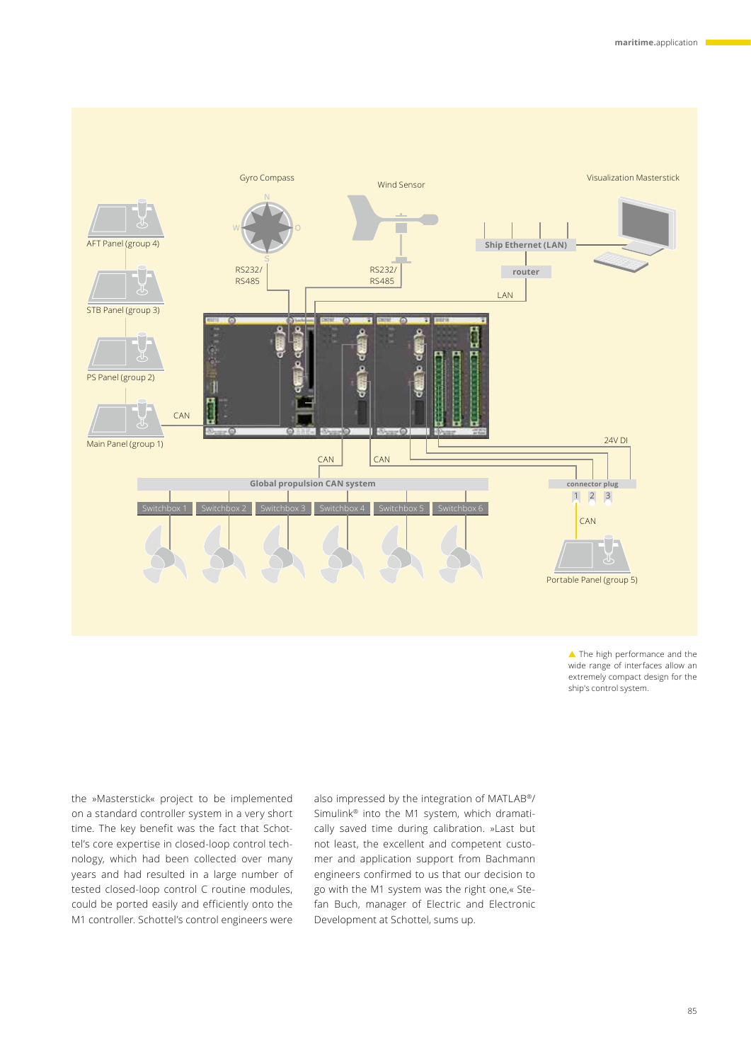Gyro Compass

Wind Sensor

Visualization Masterstick

AFT Panel (group 4)

STB Panel (group 3)

PS Panel (group 2)

Main Panel (group 1)

CAN

RS232/
RS485

RS232/
RS485

Ship Ethernet (LAN)

router

LAN

24V DI

CAN

CAN

Global propulsion CAN system

connector plug

1 2 3

Switchbox 1 Switchbox 2 Switchbox 3 Switchbox 4 Switchbox 5 Switchbox 6

CAN

Portable Panel (group 5)

▲ The high performance and the wide range of interfaces allow an extremely compact design for the ship's control system.

the »Masterstick« project to be implemented on a standard controller system in a very short time. The key benefit was the fact that Schottel's core expertise in closed-loop control technology, which had been collected over many years and had resulted in a large number of tested closed-loop control C routine modules, could be ported easily and efficiently onto the M1 controller. Schottel's control engineers were also impressed by the integration of MATLAB®/Simulink® into the M1 system, which dramatically saved time during calibration. »Last but not least, the excellent and competent customer and application support from Bachmann engineers confirmed to us that our decision to go with the M1 system was the right one,« Stefan Buch, manager of Electric and Electronic Development at Schottel, sums up.